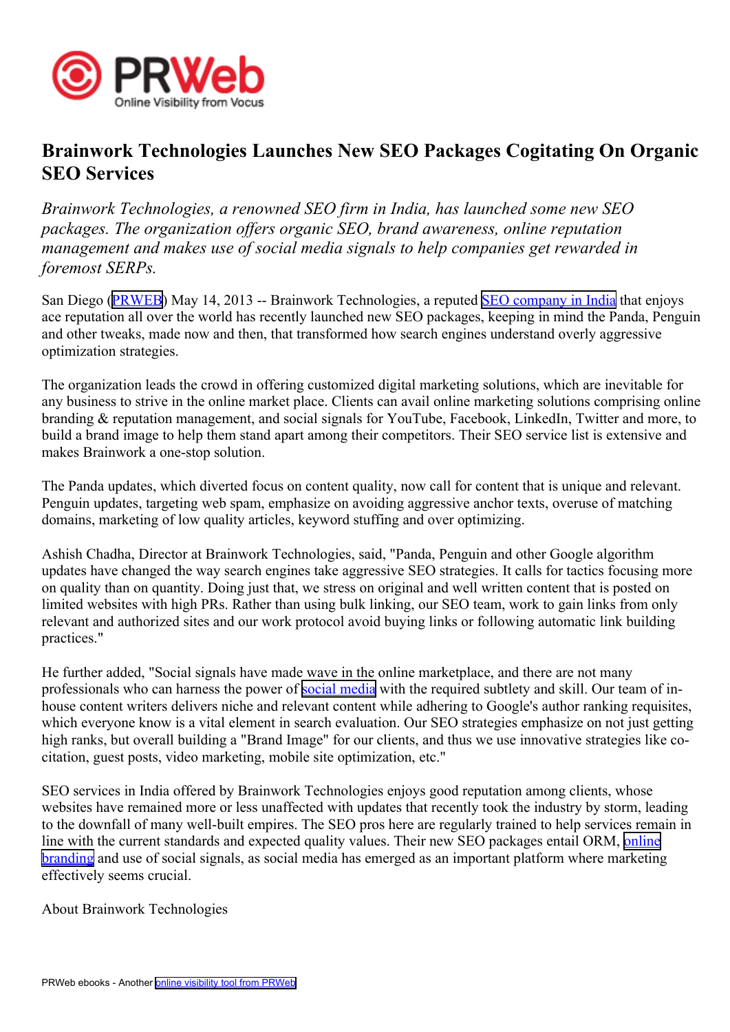# Brainwork Technologies Launches New SEO Packages Cogitating On Organic SEO Services

*Brainwork Technologies, a renowned SEO firm in India, has launched some new SEO packages. The organization offers organic SEO, brand awareness, online reputation management and makes use of social media signals to help companies get rewarded in foremost SERPs.*

San Diego (PRWEB) May 14, 2013 -- Brainwork Technologies, a reputed SEO company in India that enjoys ace reputation all over the world has recently launched new SEO packages, keeping in mind the Panda, Penguin and other tweaks, made now and then, that transformed how search engines understand overly aggressive optimization strategies.

The organization leads the crowd in offering customized digital marketing solutions, which are inevitable for any business to strive in the online market place. Clients can avail online marketing solutions comprising online branding & reputation management, and social signals for YouTube, Facebook, LinkedIn, Twitter and more, to build a brand image to help them stand apart among their competitors. Their SEO service list is extensive and makes Brainwork a one-stop solution.

The Panda updates, which diverted focus on content quality, now call for content that is unique and relevant. Penguin updates, targeting web spam, emphasize on avoiding aggressive anchor texts, overuse of matching domains, marketing of low quality articles, keyword stuffing and over optimizing.

Ashish Chadha, Director at Brainwork Technologies, said, "Panda, Penguin and other Google algorithm updates have changed the way search engines take aggressive SEO strategies. It calls for tactics focusing more on quality than on quantity. Doing just that, we stress on original and well written content that is posted on limited websites with high PRs. Rather than using bulk linking, our SEO team, work to gain links from only relevant and authorized sites and our work protocol avoid buying links or following automatic link building practices."

He further added, "Social signals have made wave in the online marketplace, and there are not many professionals who can harness the power of social media with the required subtlety and skill. Our team of in-house content writers delivers niche and relevant content while adhering to Google's author ranking requisites, which everyone know is a vital element in search evaluation. Our SEO strategies emphasize on not just getting high ranks, but overall building a "Brand Image" for our clients, and thus we use innovative strategies like co-citation, guest posts, video marketing, mobile site optimization, etc."

SEO services in India offered by Brainwork Technologies enjoys good reputation among clients, whose websites have remained more or less unaffected with updates that recently took the industry by storm, leading to the downfall of many well-built empires. The SEO pros here are regularly trained to help services remain in line with the current standards and expected quality values. Their new SEO packages entail ORM, online branding and use of social signals, as social media has emerged as an important platform where marketing effectively seems crucial.

About Brainwork Technologies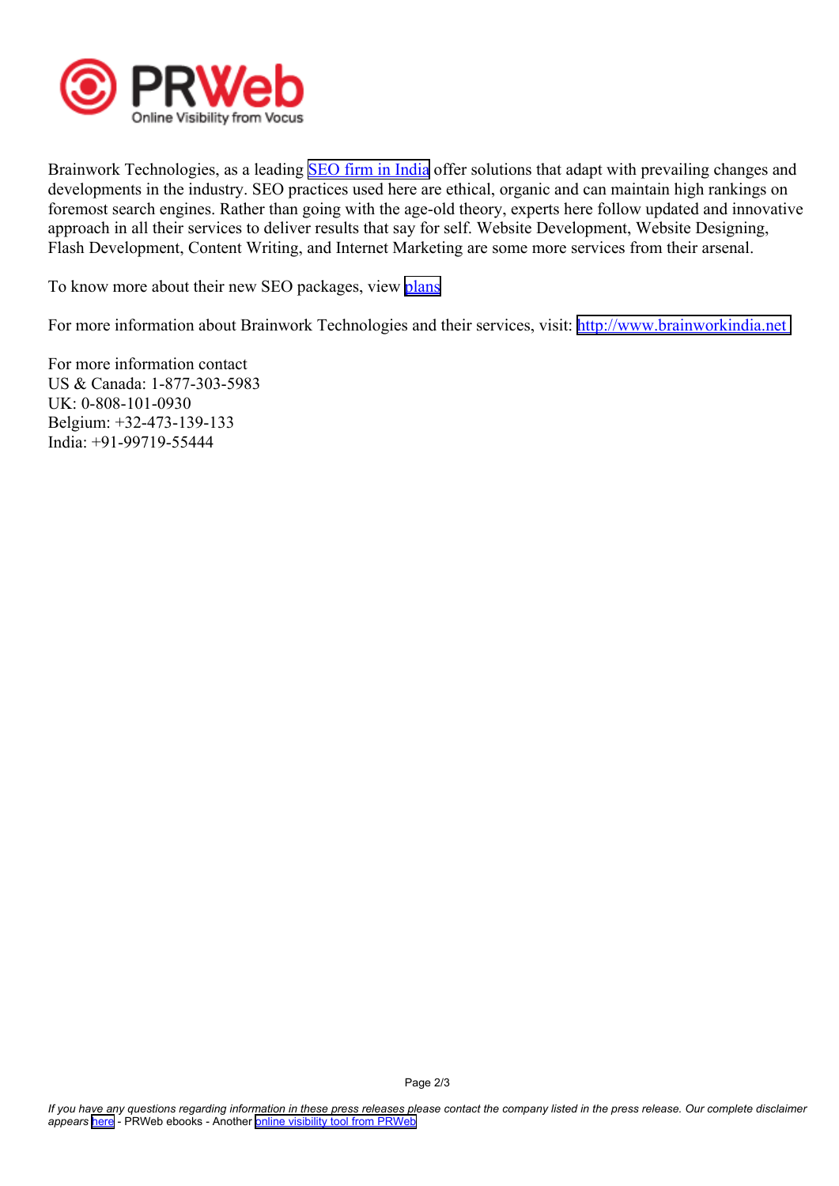Brainwork Technologies, as a leading SEO firm in India offer solutions that adapt with prevailing changes and developments in the industry. SEO practices used here are ethical, organic and can maintain high rankings on foremost search engines. Rather than going with the age-old theory, experts here follow updated and innovative approach in all their services to deliver results that say for self. Website Development, Website Designing, Flash Development, Content Writing, and Internet Marketing are some more services from their arsenal.

To know more about their new SEO packages, view plans

For more information about Brainwork Technologies and their services, visit: http://www.brainworkindia.net

For more information contact
US & Canada: 1-877-303-5983
UK: 0-808-101-0930
Belgium: +32-473-139-133
India: +91-99719-55444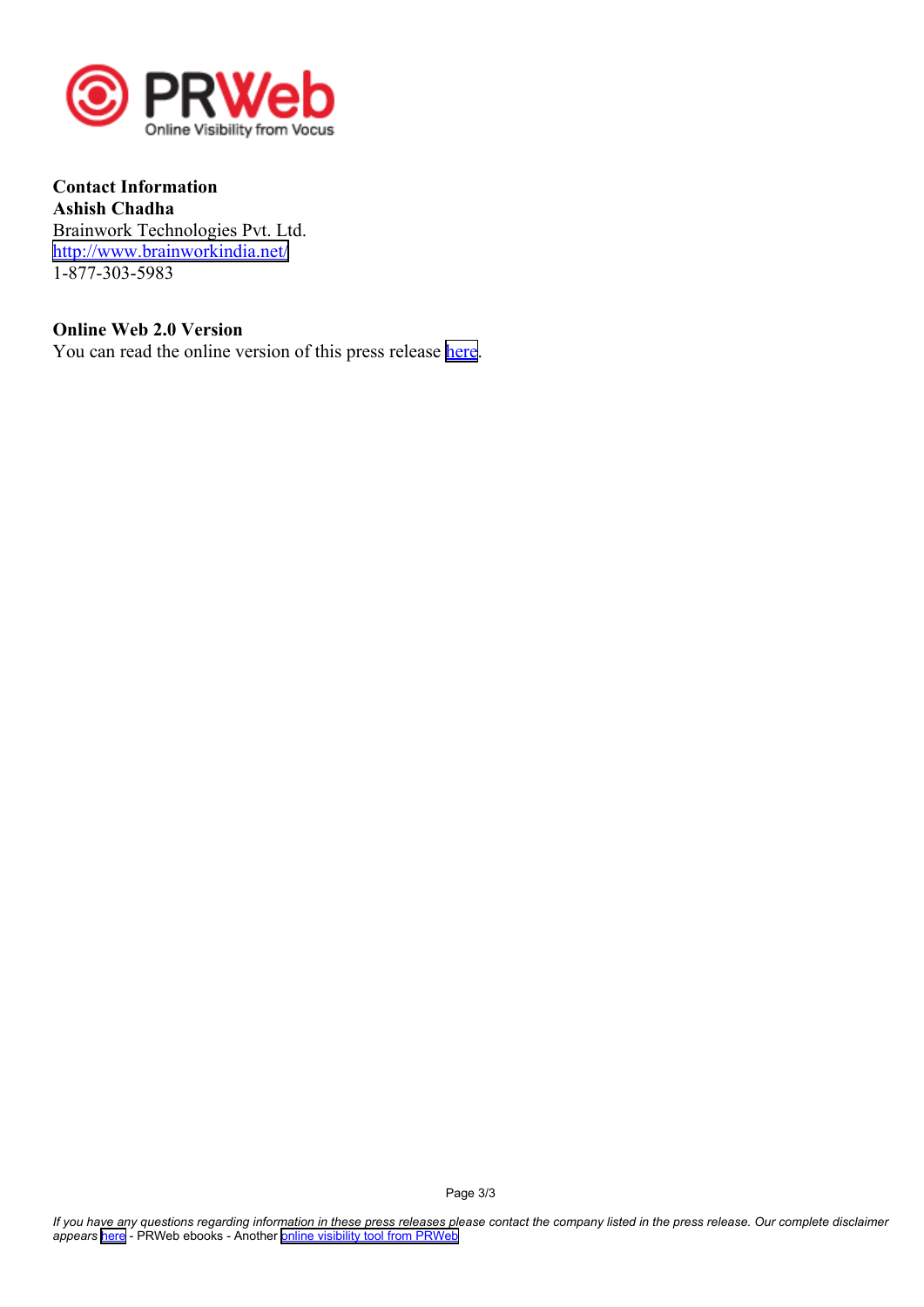**Contact Information**
**Ashish Chadha**
Brainwork Technologies Pvt. Ltd.
http://www.brainworkindia.net/
1-877-303-5983

**Online Web 2.0 Version**
You can read the online version of this press release here.

*If you have any questions regarding information in these press releases please contact the company listed in the press release. Our complete disclaimer appears* here - PRWeb ebooks - Another online visibility tool from PRWeb